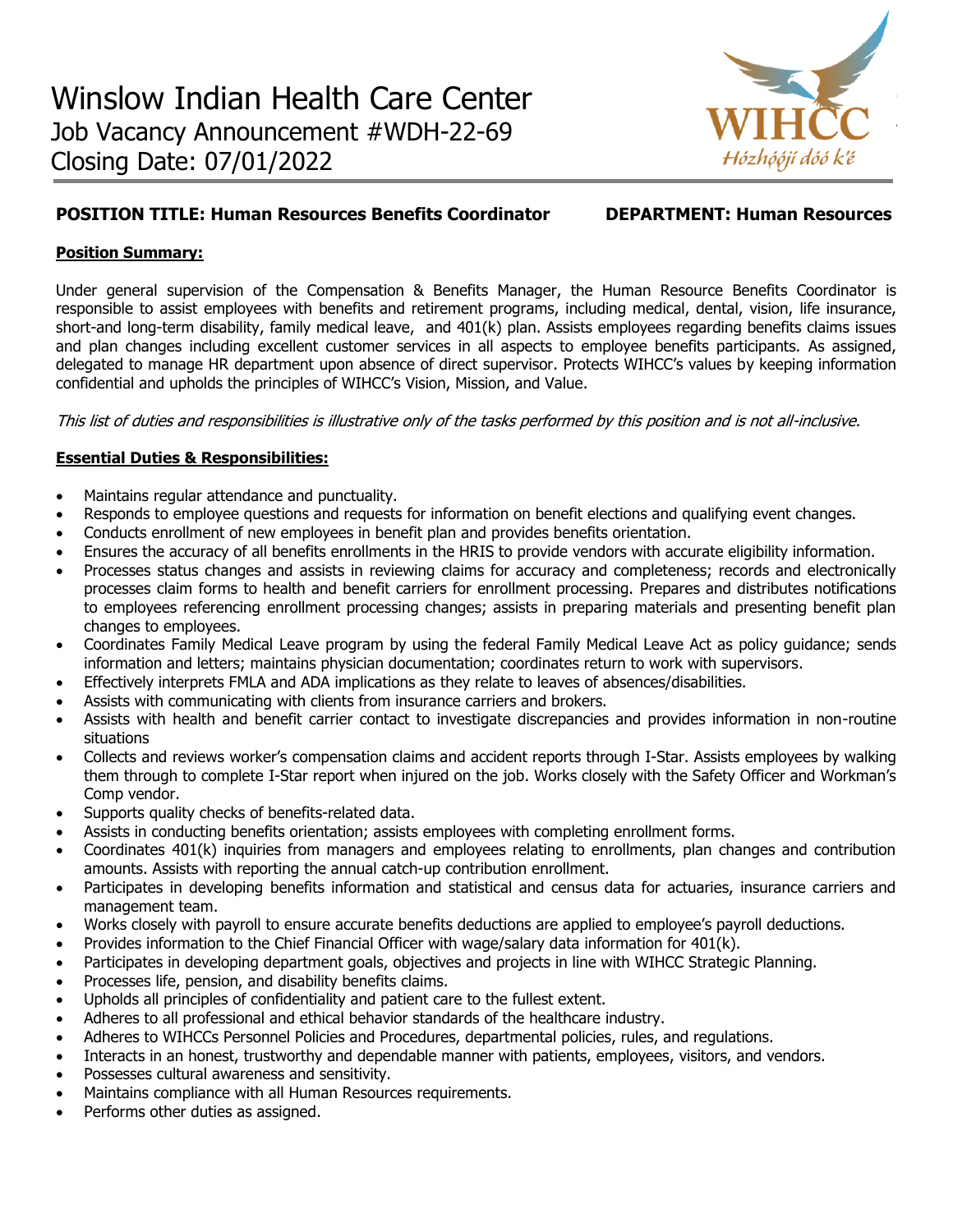# Winslow Indian Health Care Center

Job Vacancy Announcement #WDH-22-69

Closing Date: 07/01/2022

WIHCC

*Hózhóójí dóó k'é*

**POSITION TITLE: Human Resources Benefits Coordinator** **DEPARTMENT: Human Resources**

**Position Summary:**

Under general supervision of the Compensation & Benefits Manager, the Human Resource Benefits Coordinator is responsible to assist employees with benefits and retirement programs, including medical, dental, vision, life insurance, short-and long-term disability, family medical leave, and 401(k) plan. Assists employees regarding benefits claims issues and plan changes including excellent customer services in all aspects to employee benefits participants. As assigned, delegated to manage HR department upon absence of direct supervisor. Protects WIHCC's values by keeping information confidential and upholds the principles of WIHCC's Vision, Mission, and Value.

*This list of duties and responsibilities is illustrative only of the tasks performed by this position and is not all-inclusive.*

**Essential Duties & Responsibilities:**

- Maintains regular attendance and punctuality.
- Responds to employee questions and requests for information on benefit elections and qualifying event changes.
- Conducts enrollment of new employees in benefit plan and provides benefits orientation.
- Ensures the accuracy of all benefits enrollments in the HRIS to provide vendors with accurate eligibility information.
- Processes status changes and assists in reviewing claims for accuracy and completeness; records and electronically processes claim forms to health and benefit carriers for enrollment processing. Prepares and distributes notifications to employees referencing enrollment processing changes; assists in preparing materials and presenting benefit plan changes to employees.
- Coordinates Family Medical Leave program by using the federal Family Medical Leave Act as policy guidance; sends information and letters; maintains physician documentation; coordinates return to work with supervisors.
- Effectively interprets FMLA and ADA implications as they relate to leaves of absences/disabilities.
- Assists with communicating with clients from insurance carriers and brokers.
- Assists with health and benefit carrier contact to investigate discrepancies and provides information in non-routine situations
- Collects and reviews worker's compensation claims and accident reports through I-Star. Assists employees by walking them through to complete I-Star report when injured on the job. Works closely with the Safety Officer and Workman's Comp vendor.
- Supports quality checks of benefits-related data.
- Assists in conducting benefits orientation; assists employees with completing enrollment forms.
- Coordinates 401(k) inquiries from managers and employees relating to enrollments, plan changes and contribution amounts. Assists with reporting the annual catch-up contribution enrollment.
- Participates in developing benefits information and statistical and census data for actuaries, insurance carriers and management team.
- Works closely with payroll to ensure accurate benefits deductions are applied to employee's payroll deductions.
- Provides information to the Chief Financial Officer with wage/salary data information for 401(k).
- Participates in developing department goals, objectives and projects in line with WIHCC Strategic Planning.
- Processes life, pension, and disability benefits claims.
- Upholds all principles of confidentiality and patient care to the fullest extent.
- Adheres to all professional and ethical behavior standards of the healthcare industry.
- Adheres to WIHCCs Personnel Policies and Procedures, departmental policies, rules, and regulations.
- Interacts in an honest, trustworthy and dependable manner with patients, employees, visitors, and vendors.
- Possesses cultural awareness and sensitivity.
- Maintains compliance with all Human Resources requirements.
- Performs other duties as assigned.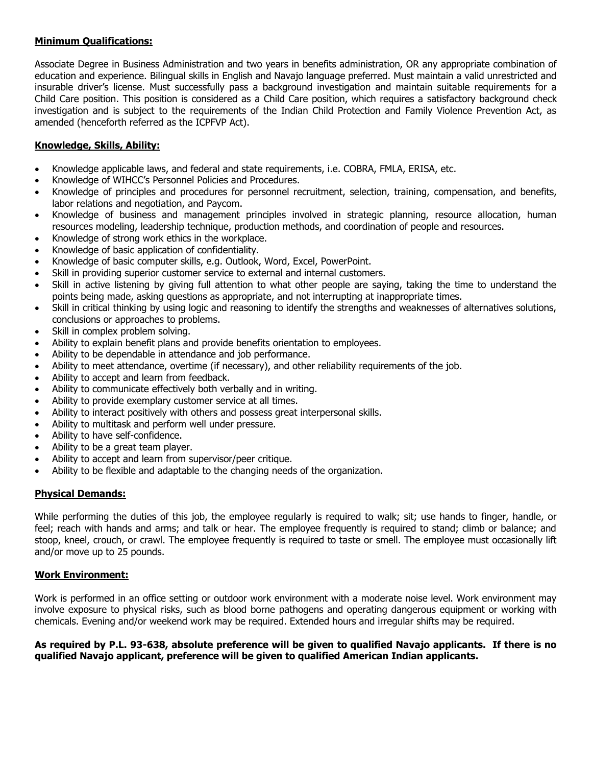**Minimum Qualifications:**

Associate Degree in Business Administration and two years in benefits administration, OR any appropriate combination of education and experience. Bilingual skills in English and Navajo language preferred. Must maintain a valid unrestricted and insurable driver's license. Must successfully pass a background investigation and maintain suitable requirements for a Child Care position. This position is considered as a Child Care position, which requires a satisfactory background check investigation and is subject to the requirements of the Indian Child Protection and Family Violence Prevention Act, as amended (henceforth referred as the ICPFVP Act).

**Knowledge, Skills, Ability:**

- Knowledge applicable laws, and federal and state requirements, i.e. COBRA, FMLA, ERISA, etc.
- Knowledge of WIHCC's Personnel Policies and Procedures.
- Knowledge of principles and procedures for personnel recruitment, selection, training, compensation, and benefits, labor relations and negotiation, and Paycom.
- Knowledge of business and management principles involved in strategic planning, resource allocation, human resources modeling, leadership technique, production methods, and coordination of people and resources.
- Knowledge of strong work ethics in the workplace.
- Knowledge of basic application of confidentiality.
- Knowledge of basic computer skills, e.g. Outlook, Word, Excel, PowerPoint.
- Skill in providing superior customer service to external and internal customers.
- Skill in active listening by giving full attention to what other people are saying, taking the time to understand the points being made, asking questions as appropriate, and not interrupting at inappropriate times.
- Skill in critical thinking by using logic and reasoning to identify the strengths and weaknesses of alternatives solutions, conclusions or approaches to problems.
- Skill in complex problem solving.
- Ability to explain benefit plans and provide benefits orientation to employees.
- Ability to be dependable in attendance and job performance.
- Ability to meet attendance, overtime (if necessary), and other reliability requirements of the job.
- Ability to accept and learn from feedback.
- Ability to communicate effectively both verbally and in writing.
- Ability to provide exemplary customer service at all times.
- Ability to interact positively with others and possess great interpersonal skills.
- Ability to multitask and perform well under pressure.
- Ability to have self-confidence.
- Ability to be a great team player.
- Ability to accept and learn from supervisor/peer critique.
- Ability to be flexible and adaptable to the changing needs of the organization.

**Physical Demands:**

While performing the duties of this job, the employee regularly is required to walk; sit; use hands to finger, handle, or feel; reach with hands and arms; and talk or hear. The employee frequently is required to stand; climb or balance; and stoop, kneel, crouch, or crawl. The employee frequently is required to taste or smell. The employee must occasionally lift and/or move up to 25 pounds.

**Work Environment:**

Work is performed in an office setting or outdoor work environment with a moderate noise level. Work environment may involve exposure to physical risks, such as blood borne pathogens and operating dangerous equipment or working with chemicals. Evening and/or weekend work may be required. Extended hours and irregular shifts may be required.

**As required by P.L. 93-638, absolute preference will be given to qualified Navajo applicants. If there is no qualified Navajo applicant, preference will be given to qualified American Indian applicants.**